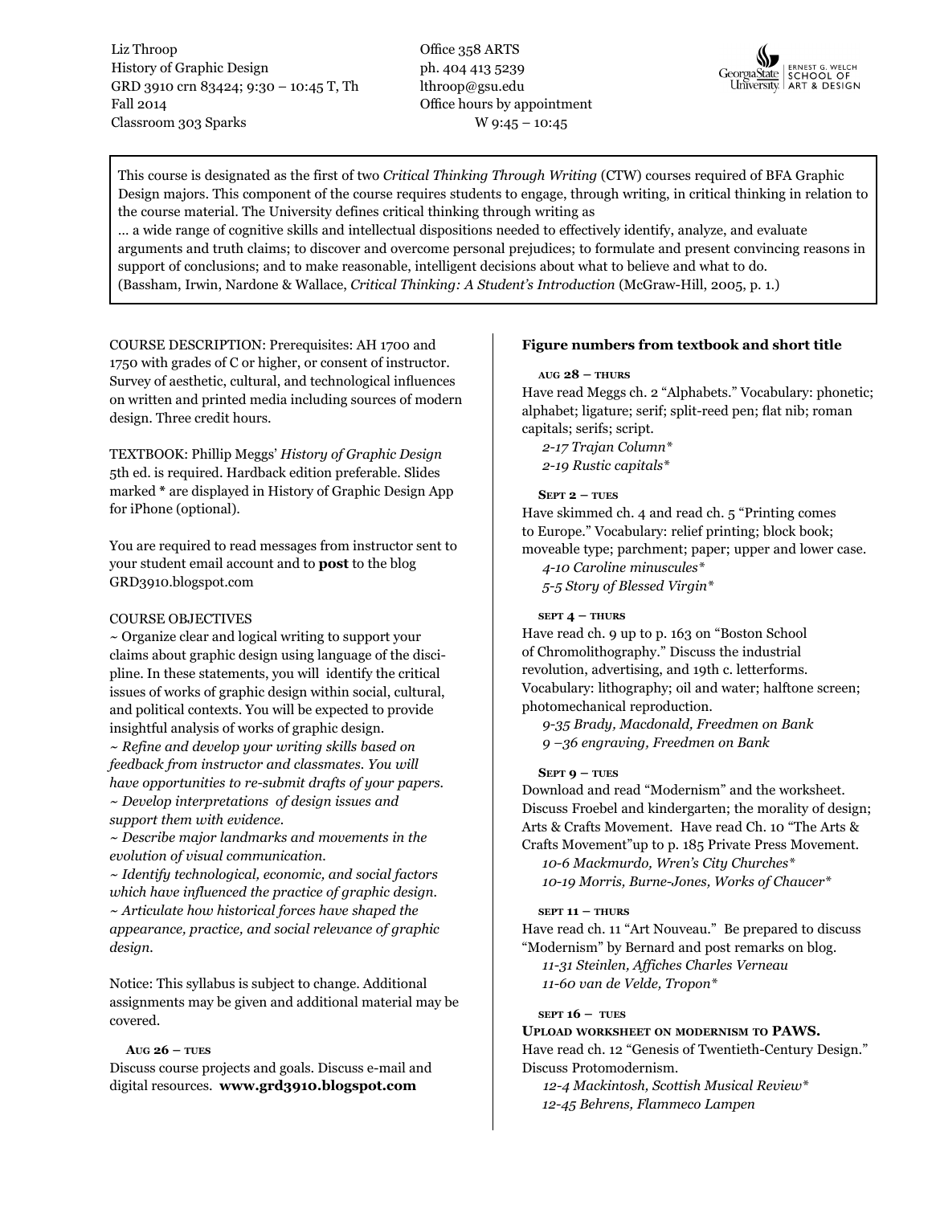Liz Throop
History of Graphic Design
GRD 3910 crn 83424; 9:30 – 10:45 T, Th
Fall 2014
Classroom 303 Sparks

Office 358 ARTS
ph. 404 413 5239
lthroop@gsu.edu
Office hours by appointment
W 9:45 – 10:45

Georgia State University | Ernest G. Welch School of Art & Design

> This course is designated as the first of two *Critical Thinking Through Writing* (CTW) courses required of BFA Graphic Design majors. This component of the course requires students to engage, through writing, in critical thinking in relation to the course material. The University defines critical thinking through writing as
> … a wide range of cognitive skills and intellectual dispositions needed to effectively identify, analyze, and evaluate arguments and truth claims; to discover and overcome personal prejudices; to formulate and present convincing reasons in support of conclusions; and to make reasonable, intelligent decisions about what to believe and what to do.
> (Bassham, Irwin, Nardone & Wallace, *Critical Thinking: A Student's Introduction* (McGraw-Hill, 2005, p. 1.)

COURSE DESCRIPTION: Prerequisites: AH 1700 and 1750 with grades of C or higher, or consent of instructor. Survey of aesthetic, cultural, and technological influences on written and printed media including sources of modern design. Three credit hours.

TEXTBOOK: Phillip Meggs' *History of Graphic Design* 5th ed. is required. Hardback edition preferable. Slides marked * are displayed in History of Graphic Design App for iPhone (optional).

You are required to read messages from instructor sent to your student email account and to **post** to the blog GRD3910.blogspot.com

COURSE OBJECTIVES

~ Organize clear and logical writing to support your claims about graphic design using language of the discipline. In these statements, you will identify the critical issues of works of graphic design within social, cultural, and political contexts. You will be expected to provide insightful analysis of works of graphic design.

~ *Refine and develop your writing skills based on feedback from instructor and classmates. You will have opportunities to re-submit drafts of your papers.*

~ *Develop interpretations of design issues and support them with evidence.*

~ *Describe major landmarks and movements in the evolution of visual communication.*

~ *Identify technological, economic, and social factors which have influenced the practice of graphic design.*

~ *Articulate how historical forces have shaped the appearance, practice, and social relevance of graphic design.*

Notice: This syllabus is subject to change. Additional assignments may be given and additional material may be covered.

**AUG 26 – TUES**

Discuss course projects and goals. Discuss e-mail and digital resources. **www.grd3910.blogspot.com**

**Figure numbers from textbook and short title**

**AUG 28 – THURS**

Have read Meggs ch. 2 "Alphabets." Vocabulary: phonetic; alphabet; ligature; serif; split-reed pen; flat nib; roman capitals; serifs; script.

*2-17 Trajan Column**
*2-19 Rustic capitals**

**SEPT 2 – TUES**

Have skimmed ch. 4 and read ch. 5 "Printing comes to Europe." Vocabulary: relief printing; block book; moveable type; parchment; paper; upper and lower case.

*4-10 Caroline minuscules**
*5-5 Story of Blessed Virgin**

**SEPT 4 – THURS**

Have read ch. 9 up to p. 163 on "Boston School of Chromolithography." Discuss the industrial revolution, advertising, and 19th c. letterforms. Vocabulary: lithography; oil and water; halftone screen; photomechanical reproduction.

*9-35 Brady, Macdonald, Freedmen on Bank*
*9 –36 engraving, Freedmen on Bank*

**SEPT 9 – TUES**

Download and read "Modernism" and the worksheet. Discuss Froebel and kindergarten; the morality of design; Arts & Crafts Movement. Have read Ch. 10 "The Arts & Crafts Movement" up to p. 185 Private Press Movement.

*10-6 Mackmurdo, Wren's City Churches**
*10-19 Morris, Burne-Jones, Works of Chaucer**

**SEPT 11 – THURS**

Have read ch. 11 "Art Nouveau." Be prepared to discuss "Modernism" by Bernard and post remarks on blog.

*11-31 Steinlen, Affiches Charles Verneau*
*11-60 van de Velde, Tropon**

**SEPT 16 – TUES**

**UPLOAD WORKSHEET ON MODERNISM TO PAWS.**

Have read ch. 12 "Genesis of Twentieth-Century Design." Discuss Protomodernism.

*12-4 Mackintosh, Scottish Musical Review**
*12-45 Behrens, Flammeco Lampen*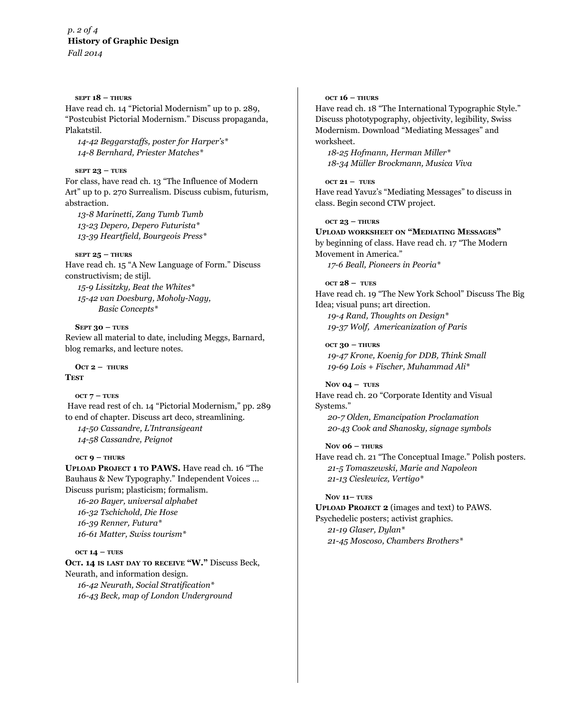**SEPT 18 – THURS**

Have read ch. 14 "Pictorial Modernism" up to p. 289, "Postcubist Pictorial Modernism." Discuss propaganda, Plakatstil.

*14-42 Beggarstaffs, poster for Harper's**
*14-8 Bernhard, Priester Matches**

**SEPT 23 – TUES**

For class, have read ch. 13 "The Influence of Modern Art" up to p. 270 Surrealism. Discuss cubism, futurism, abstraction.

*13-8 Marinetti, Zang Tumb Tumb*
*13-23 Depero, Depero Futurista**
*13-39 Heartfield, Bourgeois Press**

**SEPT 25 – THURS**

Have read ch. 15 "A New Language of Form." Discuss constructivism; de stijl.

*15-9 Lissitzky, Beat the Whites**
*15-42 van Doesburg, Moholy-Nagy, Basic Concepts**

**SEPT 30 – TUES**

Review all material to date, including Meggs, Barnard, blog remarks, and lecture notes.

**OCT 2 – THURS**

**TEST**

**OCT 7 – TUES**

Have read rest of ch. 14 "Pictorial Modernism," pp. 289 to end of chapter. Discuss art deco, streamlining.

*14-50 Cassandre, L'Intransigeant*
*14-58 Cassandre, Peignot*

**OCT 9 – THURS**

**UPLOAD PROJECT 1 TO PAWS.** Have read ch. 16 "The Bauhaus & New Typography." Independent Voices … Discuss purism; plasticism; formalism.

*16-20 Bayer, universal alphabet*
*16-32 Tschichold, Die Hose*
*16-39 Renner, Futura**
*16-61 Matter, Swiss tourism**

**OCT 14 – TUES**

**OCT. 14 IS LAST DAY TO RECEIVE "W."** Discuss Beck, Neurath, and information design.

*16-42 Neurath, Social Stratification**
*16-43 Beck, map of London Underground*

**OCT 16 – THURS**

Have read ch. 18 "The International Typographic Style." Discuss phototypography, objectivity, legibility, Swiss Modernism. Download "Mediating Messages" and worksheet.

*18-25 Hofmann, Herman Miller**
*18-34 Müller Brockmann, Musica Viva*

**OCT 21 – TUES**

Have read Yavuz's "Mediating Messages" to discuss in class. Begin second CTW project.

**OCT 23 – THURS**

**UPLOAD WORKSHEET ON "MEDIATING MESSAGES"** by beginning of class. Have read ch. 17 "The Modern Movement in America."

*17-6 Beall, Pioneers in Peoria**

**OCT 28 – TUES**

Have read ch. 19 "The New York School" Discuss The Big Idea; visual puns; art direction.

*19-4 Rand, Thoughts on Design**
*19-37 Wolf, Americanization of Paris*

**OCT 30 – THURS**

*19-47 Krone, Koenig for DDB, Think Small*
*19-69 Lois + Fischer, Muhammad Ali**

**NOV 04 – TUES**

Have read ch. 20 "Corporate Identity and Visual Systems."

*20-7 Olden, Emancipation Proclamation*
*20-43 Cook and Shanosky, signage symbols*

**NOV 06 – THURS**

Have read ch. 21 "The Conceptual Image." Polish posters.

*21-5 Tomaszewski, Marie and Napoleon*
*21-13 Cieslewicz, Vertigo**

**NOV 11– TUES**

**UPLOAD PROJECT 2** (images and text) to PAWS. Psychedelic posters; activist graphics.

*21-19 Glaser, Dylan**
*21-45 Moscoso, Chambers Brothers**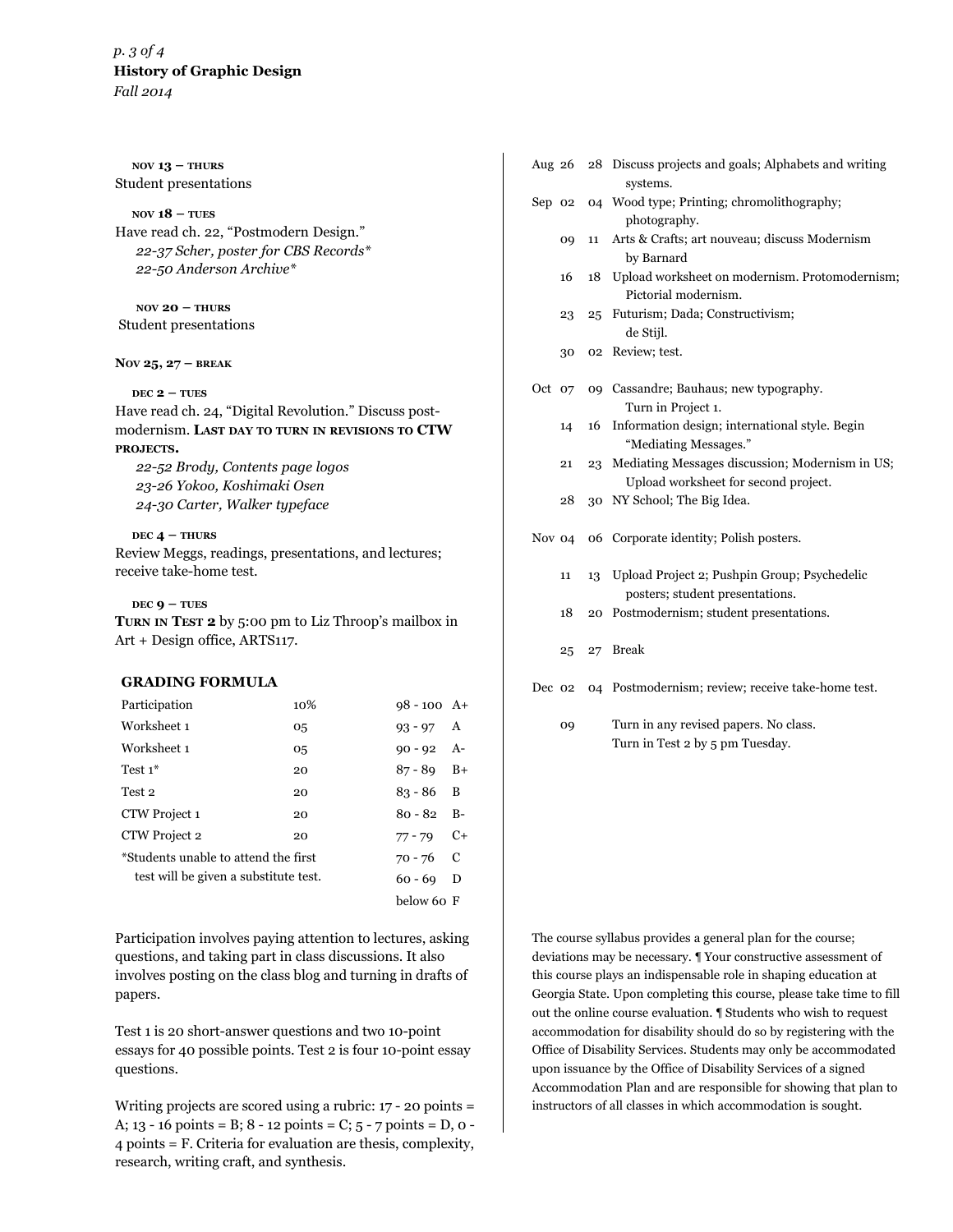**NOV 13 – THURS**
Student presentations

**NOV 18 – TUES**
Have read ch. 22, "Postmodern Design."
*22-37 Scher, poster for CBS Records**
*22-50 Anderson Archive**

**NOV 20 – THURS**
Student presentations

**NOV 25, 27 – BREAK**

**DEC 2 – TUES**
Have read ch. 24, "Digital Revolution." Discuss post-modernism. **LAST DAY TO TURN IN REVISIONS TO CTW PROJECTS.**
*22-52 Brody, Contents page logos*
*23-26 Yokoo, Koshimaki Osen*
*24-30 Carter, Walker typeface*

**DEC 4 – THURS**
Review Meggs, readings, presentations, and lectures; receive take-home test.

**DEC 9 – TUES**
**TURN IN TEST 2** by 5:00 pm to Liz Throop's mailbox in Art + Design office, ARTS117.

## GRADING FORMULA

| | | | |
|---|---|---|---|
| Participation | 10% | 98 - 100 | A+ |
| Worksheet 1 | 05 | 93 - 97 | A |
| Worksheet 1 | 05 | 90 - 92 | A- |
| Test 1* | 20 | 87 - 89 | B+ |
| Test 2 | 20 | 83 - 86 | B |
| CTW Project 1 | 20 | 80 - 82 | B- |
| CTW Project 2 | 20 | 77 - 79 | C+ |
| *Students unable to attend the first | | 70 - 76 | C |
| test will be given a substitute test. | | 60 - 69 | D |
| | | below 60 | F |

Participation involves paying attention to lectures, asking questions, and taking part in class discussions. It also involves posting on the class blog and turning in drafts of papers.

Test 1 is 20 short-answer questions and two 10-point essays for 40 possible points. Test 2 is four 10-point essay questions.

Writing projects are scored using a rubric: 17 - 20 points = A; 13 - 16 points = B; 8 - 12 points = C; 5 - 7 points = D, 0 - 4 points = F. Criteria for evaluation are thesis, complexity, research, writing craft, and synthesis.

| Month | | | Topics |
|---|---|---|---|
| Aug | 26 | 28 | Discuss projects and goals; Alphabets and writing systems. |
| Sep | 02 | 04 | Wood type; Printing; chromolithography; photography. |
| | 09 | 11 | Arts & Crafts; art nouveau; discuss Modernism by Barnard |
| | 16 | 18 | Upload worksheet on modernism. Protomodernism; Pictorial modernism. |
| | 23 | 25 | Futurism; Dada; Constructivism; de Stijl. |
| | 30 | 02 | Review; test. |
| Oct | 07 | 09 | Cassandre; Bauhaus; new typography. Turn in Project 1. |
| | 14 | 16 | Information design; international style. Begin "Mediating Messages." |
| | 21 | 23 | Mediating Messages discussion; Modernism in US; Upload worksheet for second project. |
| | 28 | 30 | NY School; The Big Idea. |
| Nov | 04 | 06 | Corporate identity; Polish posters. |
| | 11 | 13 | Upload Project 2; Pushpin Group; Psychedelic posters; student presentations. |
| | 18 | 20 | Postmodernism; student presentations. |
| | 25 | 27 | Break |
| Dec | 02 | 04 | Postmodernism; review; receive take-home test. |
| | 09 | | Turn in any revised papers. No class. Turn in Test 2 by 5 pm Tuesday. |

The course syllabus provides a general plan for the course; deviations may be necessary. ¶ Your constructive assessment of this course plays an indispensable role in shaping education at Georgia State. Upon completing this course, please take time to fill out the online course evaluation. ¶ Students who wish to request accommodation for disability should do so by registering with the Office of Disability Services. Students may only be accommodated upon issuance by the Office of Disability Services of a signed Accommodation Plan and are responsible for showing that plan to instructors of all classes in which accommodation is sought.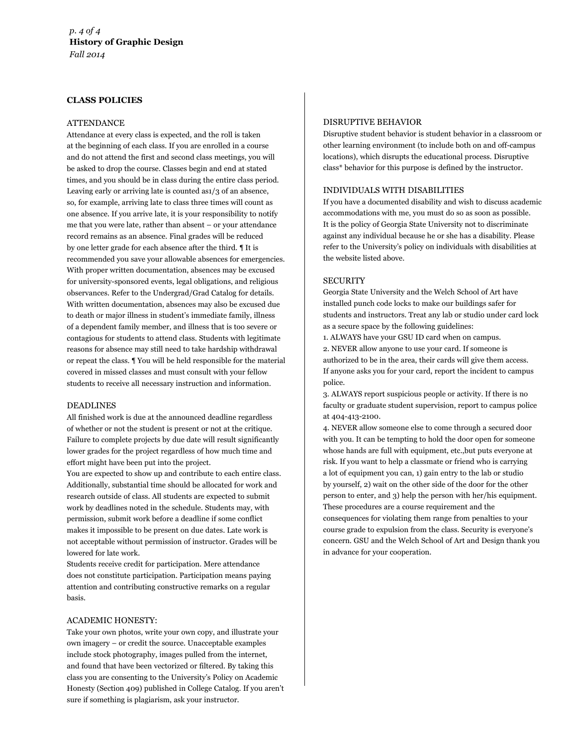## CLASS POLICIES

### ATTENDANCE

Attendance at every class is expected, and the roll is taken at the beginning of each class. If you are enrolled in a course and do not attend the first and second class meetings, you will be asked to drop the course. Classes begin and end at stated times, and you should be in class during the entire class period. Leaving early or arriving late is counted as1/3 of an absence, so, for example, arriving late to class three times will count as one absence. If you arrive late, it is your responsibility to notify me that you were late, rather than absent – or your attendance record remains as an absence. Final grades will be reduced by one letter grade for each absence after the third. ¶ It is recommended you save your allowable absences for emergencies. With proper written documentation, absences may be excused for university-sponsored events, legal obligations, and religious observances. Refer to the Undergrad/Grad Catalog for details. With written documentation, absences may also be excused due to death or major illness in student's immediate family, illness of a dependent family member, and illness that is too severe or contagious for students to attend class. Students with legitimate reasons for absence may still need to take hardship withdrawal or repeat the class. ¶ You will be held responsible for the material covered in missed classes and must consult with your fellow students to receive all necessary instruction and information.

### DEADLINES

All finished work is due at the announced deadline regardless of whether or not the student is present or not at the critique. Failure to complete projects by due date will result significantly lower grades for the project regardless of how much time and effort might have been put into the project.

You are expected to show up and contribute to each entire class. Additionally, substantial time should be allocated for work and research outside of class. All students are expected to submit work by deadlines noted in the schedule. Students may, with permission, submit work before a deadline if some conflict makes it impossible to be present on due dates. Late work is not acceptable without permission of instructor. Grades will be lowered for late work.

Students receive credit for participation. Mere attendance does not constitute participation. Participation means paying attention and contributing constructive remarks on a regular basis.

### ACADEMIC HONESTY:

Take your own photos, write your own copy, and illustrate your own imagery – or credit the source. Unacceptable examples include stock photography, images pulled from the internet, and found that have been vectorized or filtered. By taking this class you are consenting to the University's Policy on Academic Honesty (Section 409) published in College Catalog. If you aren't sure if something is plagiarism, ask your instructor.

### DISRUPTIVE BEHAVIOR

Disruptive student behavior is student behavior in a classroom or other learning environment (to include both on and off-campus locations), which disrupts the educational process. Disruptive class* behavior for this purpose is defined by the instructor.

### INDIVIDUALS WITH DISABILITIES

If you have a documented disability and wish to discuss academic accommodations with me, you must do so as soon as possible. It is the policy of Georgia State University not to discriminate against any individual because he or she has a disability. Please refer to the University's policy on individuals with disabilities at the website listed above.

### SECURITY

Georgia State University and the Welch School of Art have installed punch code locks to make our buildings safer for students and instructors. Treat any lab or studio under card lock as a secure space by the following guidelines:

1. ALWAYS have your GSU ID card when on campus.
2. NEVER allow anyone to use your card. If someone is authorized to be in the area, their cards will give them access. If anyone asks you for your card, report the incident to campus police.
3. ALWAYS report suspicious people or activity. If there is no faculty or graduate student supervision, report to campus police at 404-413-2100.
4. NEVER allow someone else to come through a secured door with you. It can be tempting to hold the door open for someone whose hands are full with equipment, etc.,but puts everyone at risk. If you want to help a classmate or friend who is carrying a lot of equipment you can, 1) gain entry to the lab or studio by yourself, 2) wait on the other side of the door for the other person to enter, and 3) help the person with her/his equipment.

These procedures are a course requirement and the consequences for violating them range from penalties to your course grade to expulsion from the class. Security is everyone's concern. GSU and the Welch School of Art and Design thank you in advance for your cooperation.